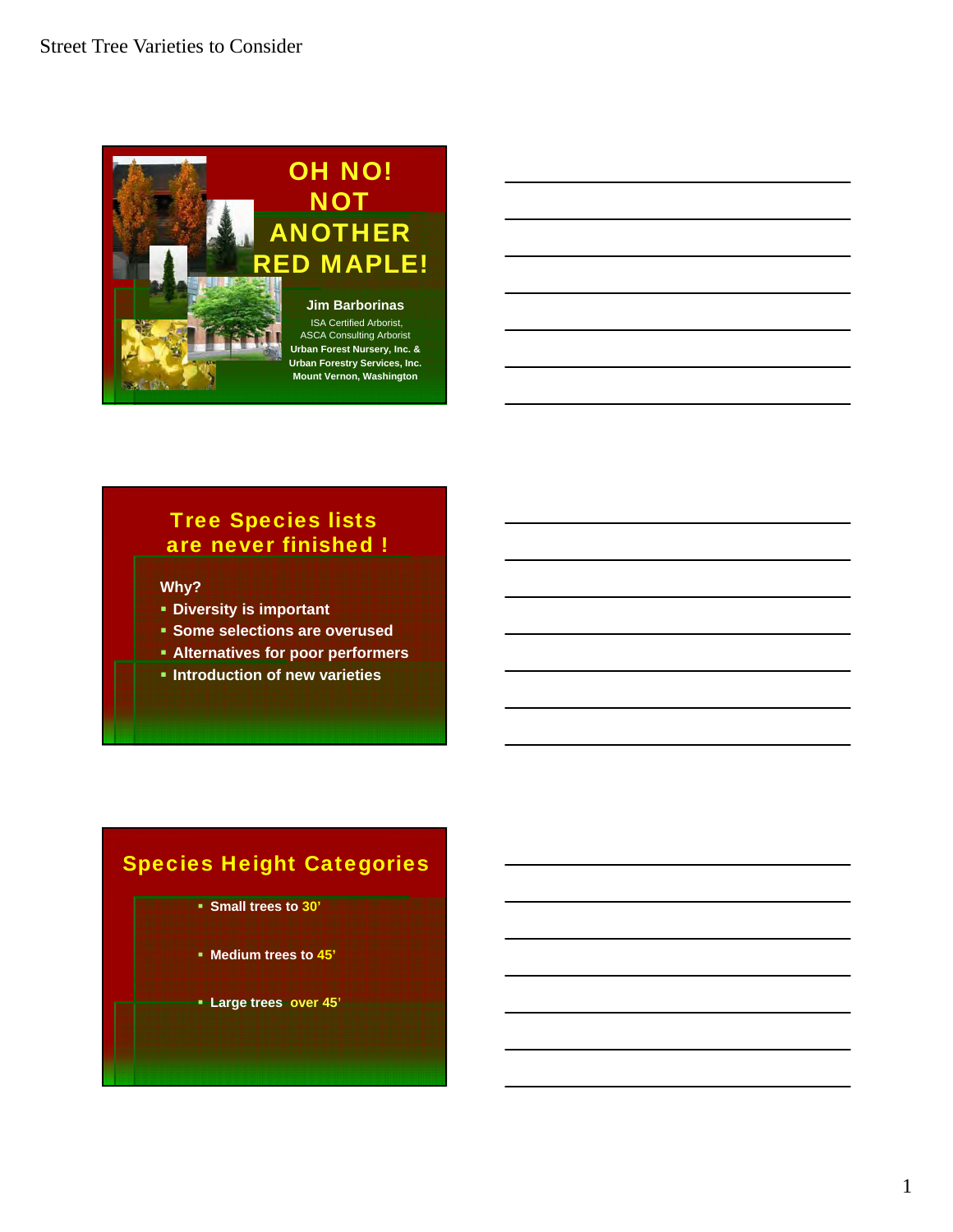Street Tree Varieties to Consider

# OH NO! NOT ANOTHER RED MAPLE!

**Jim Barborinas**
ISA Certified Arborist,
ASCA Consulting Arborist
**Urban Forest Nursery, Inc. &**
**Urban Forestry Services, Inc.**
**Mount Vernon, Washington**

## Tree Species lists are never finished !

**Why?**

- **Diversity is important**
- **Some selections are overused**
- **Alternatives for poor performers**
- **Introduction of new varieties**

## Species Height Categories

- **Small trees to 30'**
- **Medium trees to 45'**
- **Large trees over 45'**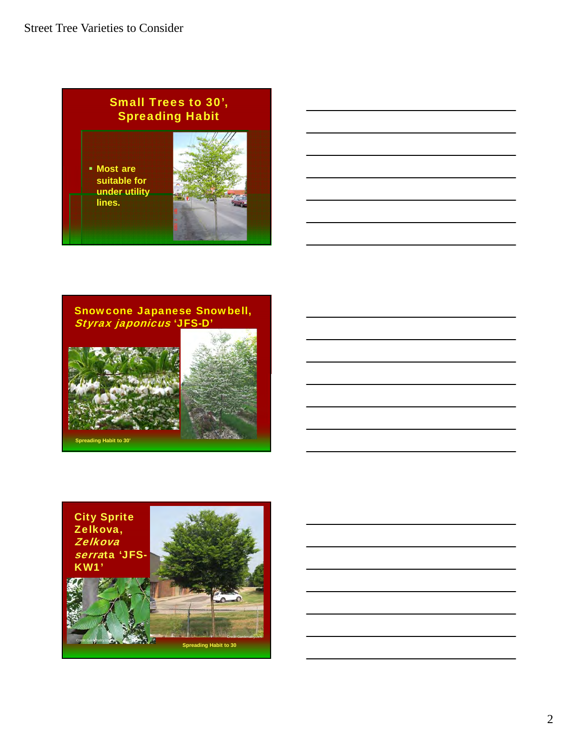Street Tree Varieties to Consider

## Small Trees to 30', Spreading Habit

- Most are suitable for under utility lines.

## Snowcone Japanese Snowbell, *Styrax japonicus* 'JFS-D'

Spreading Habit to 30'

## City Sprite Zelkova, *Zelkova serrata* 'JFS-KW1'

Credit Gardenality.com

Credit Gardenality.com

Spreading Habit to 30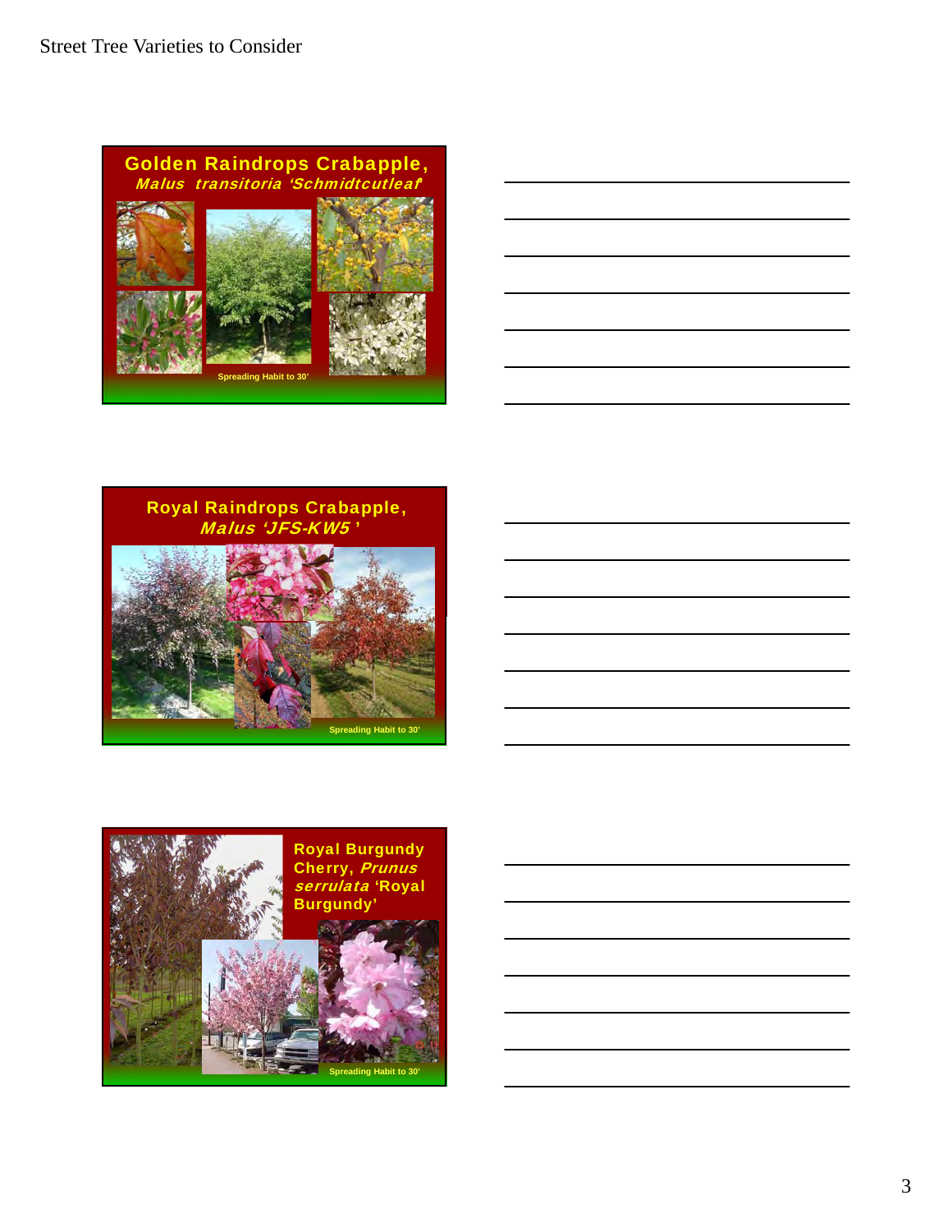# Street Tree Varieties to Consider

## Golden Raindrops Crabapple, *Malus transitoria 'Schmidtcutleaf'*

Spreading Habit to 30'

## Royal Raindrops Crabapple, *Malus 'JFS-KW5'*

Spreading Habit to 30'

## Royal Burgundy Cherry, *Prunus serrulata* 'Royal Burgundy'

Spreading Habit to 30'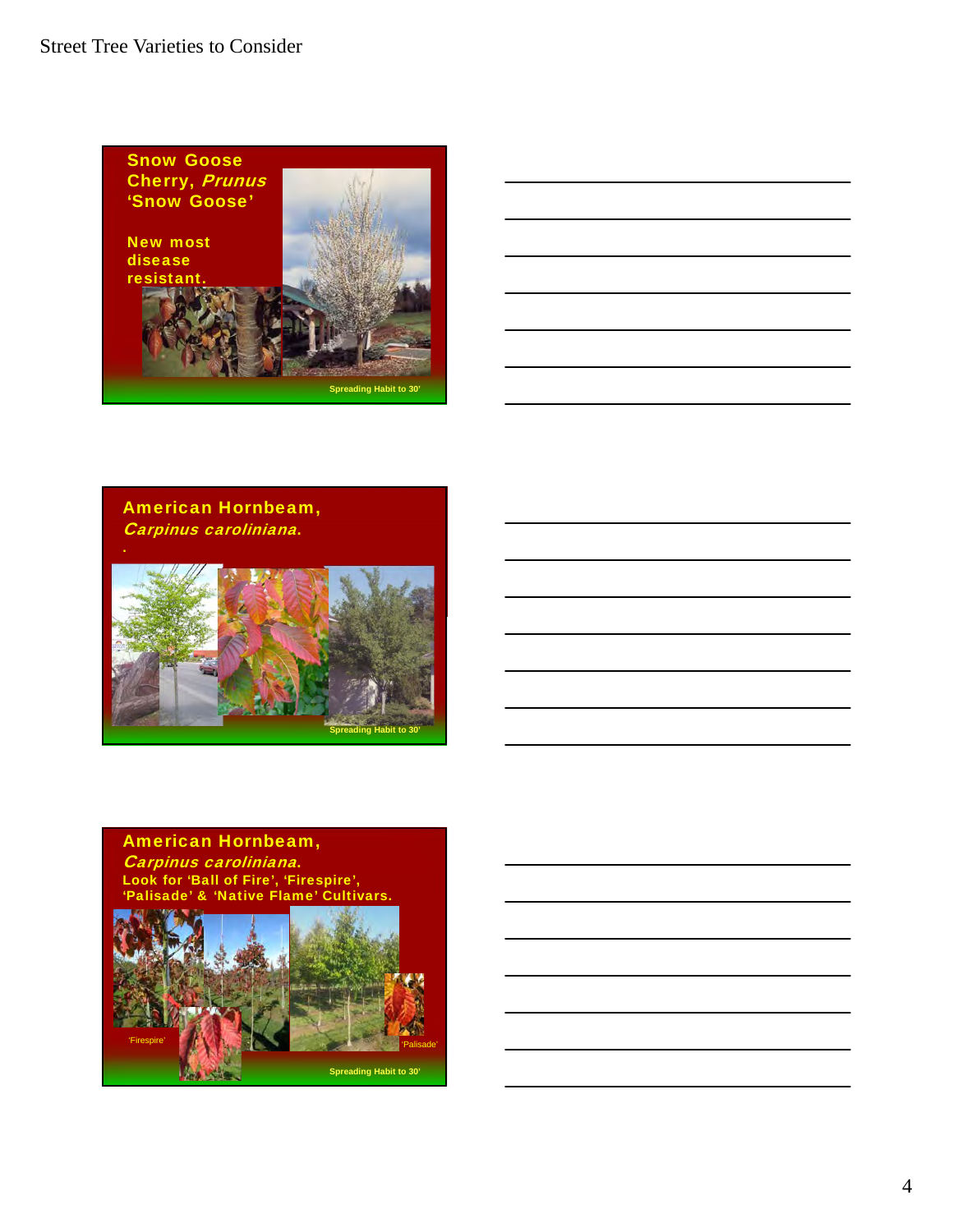# Street Tree Varieties to Consider

## Snow Goose Cherry, *Prunus* 'Snow Goose'

New most disease resistant.

Spreading Habit to 30'

## American Hornbeam, *Carpinus caroliniana*.

Spreading Habit to 30'

## American Hornbeam, *Carpinus caroliniana*.

Look for 'Ball of Fire', 'Firespire', 'Palisade' & 'Native Flame' Cultivars.

'Firespire'

'Palisade'

Spreading Habit to 30'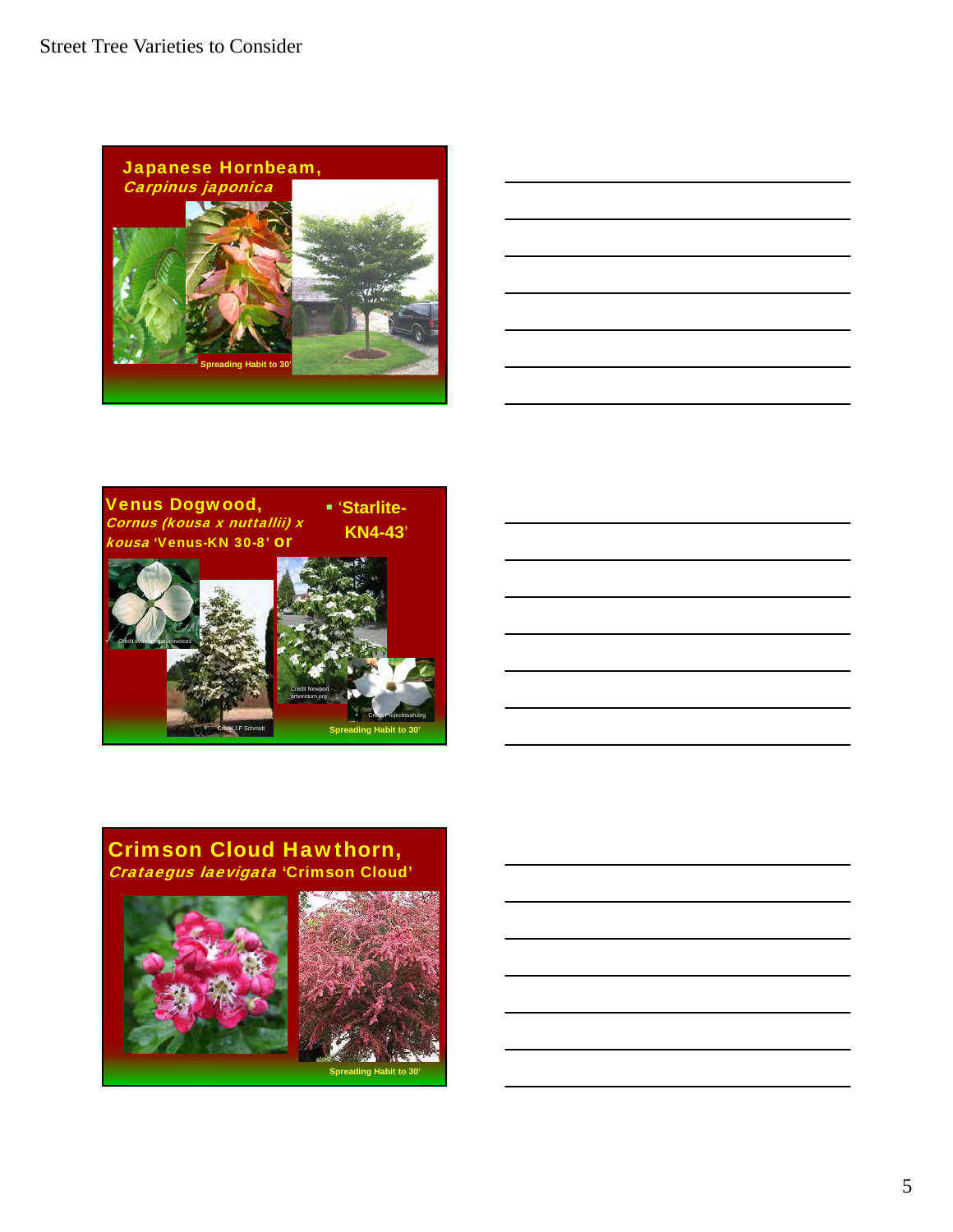# Street Tree Varieties to Consider

## Japanese Hornbeam, *Carpinus japonica*

Spreading Habit to 30'

## Venus Dogwood, *Cornus (kousa x nuttallii) x kousa* 'Venus-KN 30-8' or

- 'Starlite-KN4-43'

Credit Waysidegardenvoices

Credit J.F.Schmidt

Credit Newport - arboretum.org

Credit Projectnoah.org

Spreading Habit to 30'

## Crimson Cloud Hawthorn, *Crataegus laevigata* 'Crimson Cloud'

Spreading Habit to 30'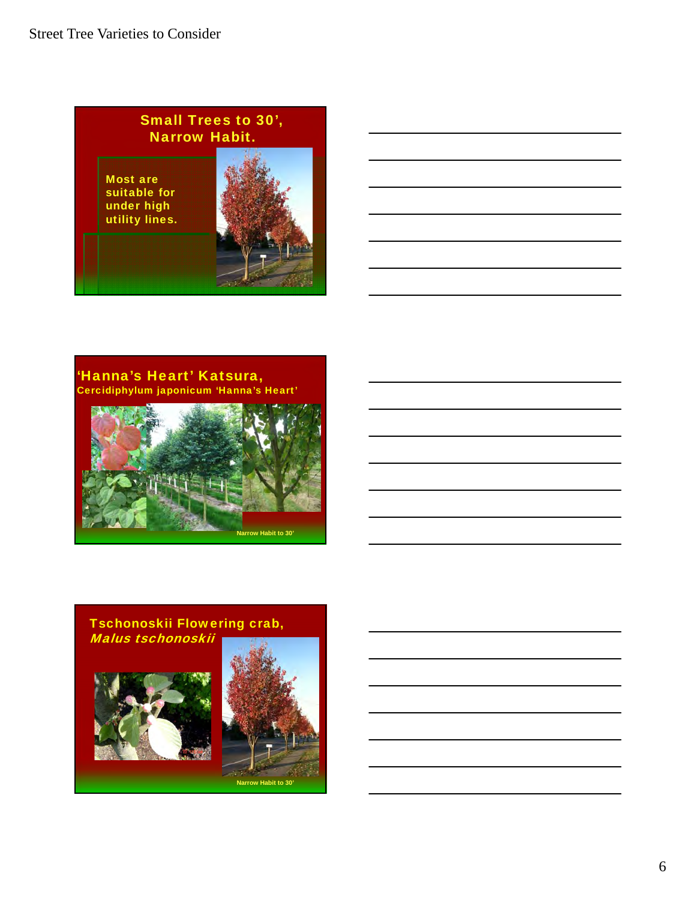Street Tree Varieties to Consider

## Small Trees to 30', Narrow Habit.

Most are suitable for under high utility lines.

## 'Hanna's Heart' Katsura,

**Cercidiphylum japonicum 'Hanna's Heart'**

Narrow Habit to 30'

## Tschonoskii Flowering crab,

***Malus tschonoskii***

Narrow Habit to 30'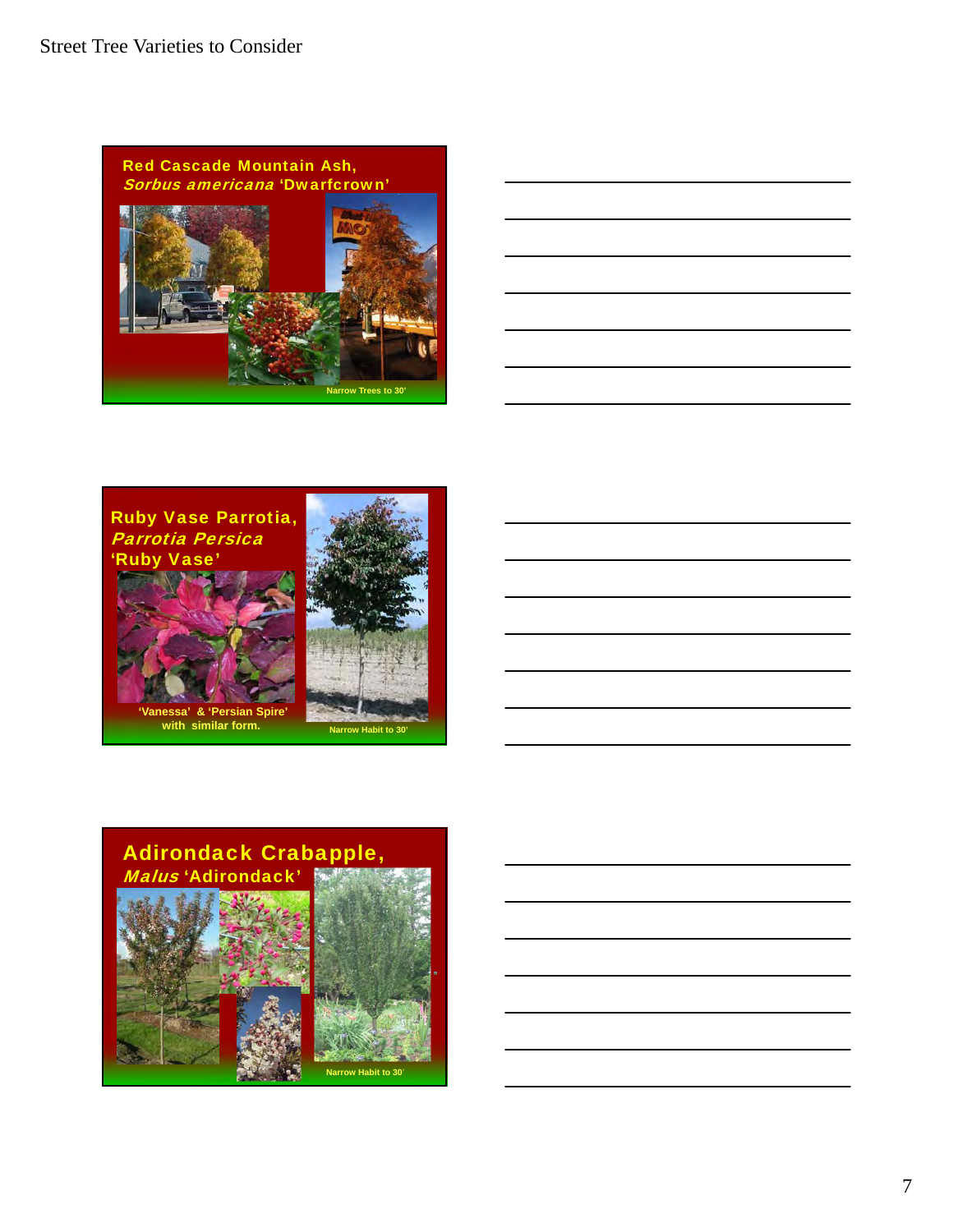Street Tree Varieties to Consider

## Red Cascade Mountain Ash, *Sorbus americana* 'Dwarfcrown'

Narrow Trees to 30'

## Ruby Vase Parrotia, *Parrotia Persica* 'Ruby Vase'

'Vanessa' & 'Persian Spire' with similar form.

Narrow Habit to 30'

## Adirondack Crabapple, *Malus* 'Adirondack'

Narrow Habit to 30'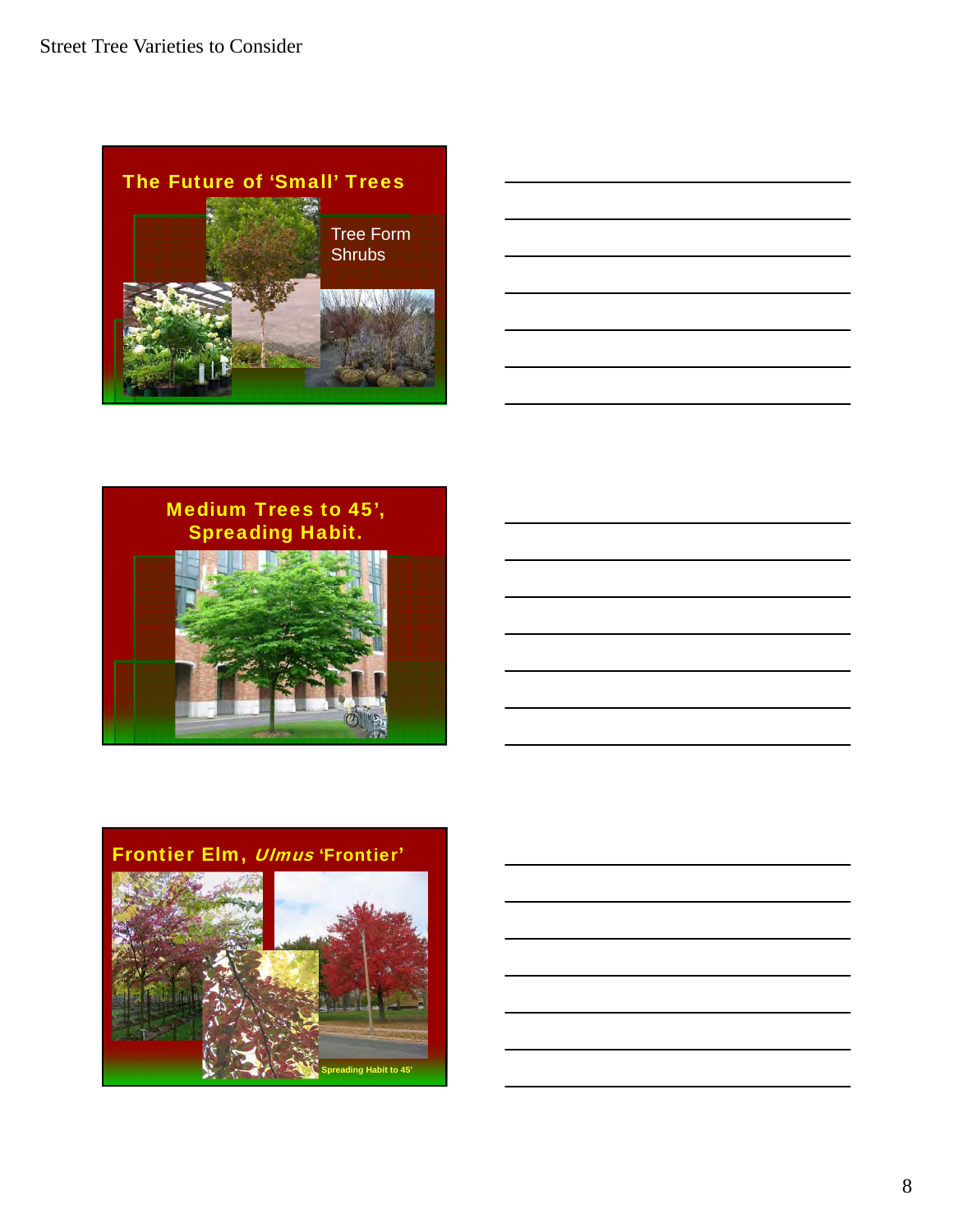Street Tree Varieties to Consider

## The Future of 'Small' Trees

Tree Form Shrubs

## Medium Trees to 45', Spreading Habit.

## Frontier Elm, *Ulmus* 'Frontier'

Spreading Habit to 45'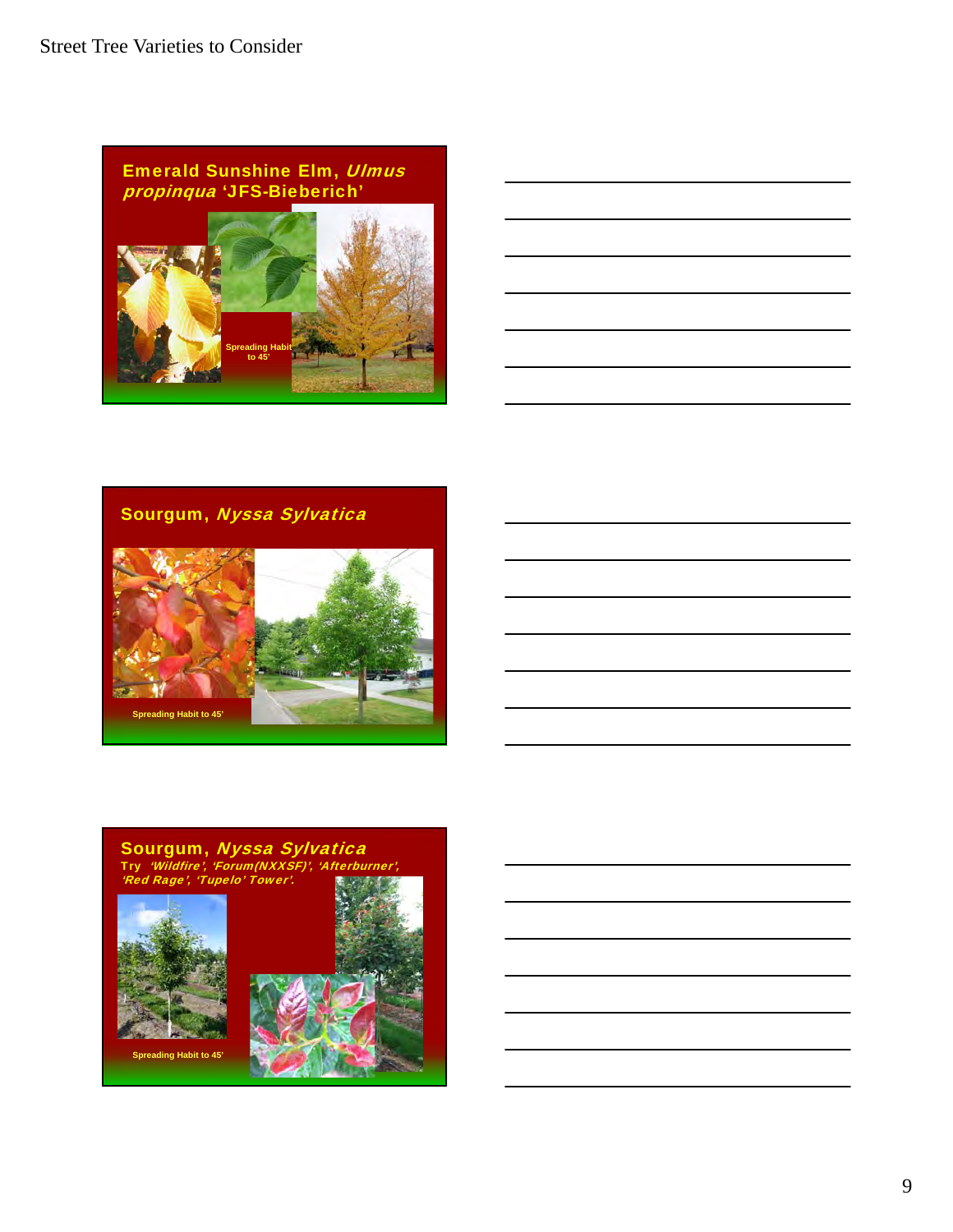Street Tree Varieties to Consider

## Emerald Sunshine Elm, *Ulmus propinqua* 'JFS-Bieberich'

Spreading Habit to 45'

## Sourgum, *Nyssa Sylvatica*

Spreading Habit to 45'

## Sourgum, *Nyssa Sylvatica*

Try *'Wildfire', 'Forum(NXXSF)', 'Afterburner', 'Red Rage', 'Tupelo' Tower'.*

Spreading Habit to 45'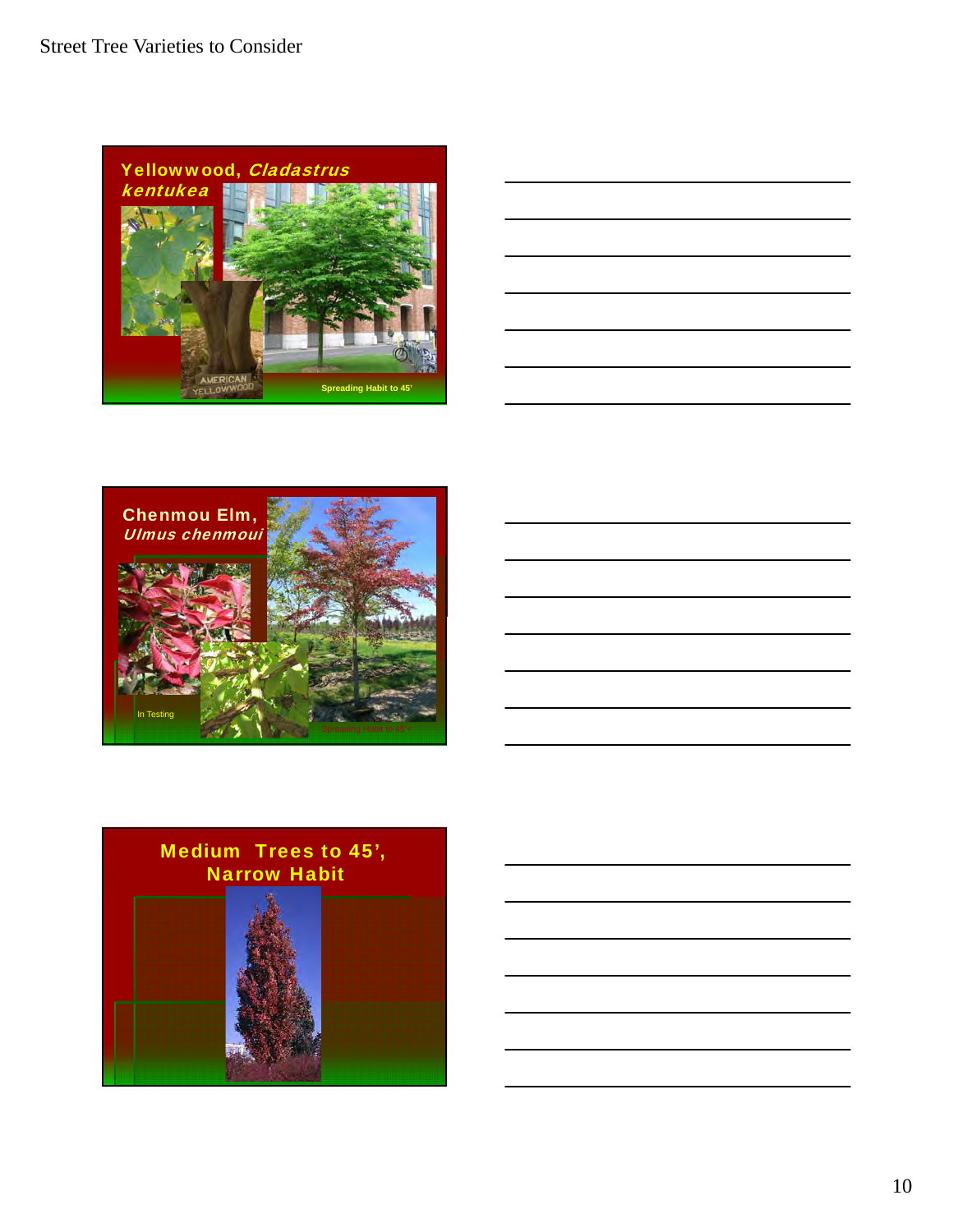Street Tree Varieties to Consider

## Yellowwood, *Cladastrus kentukea*

AMERICAN YELLOWWOOD

Spreading Habit to 45'

## Chenmou Elm, *Ulmus chenmoui*

In Testing

Spreading Habit to 45'

## Medium Trees to 45', Narrow Habit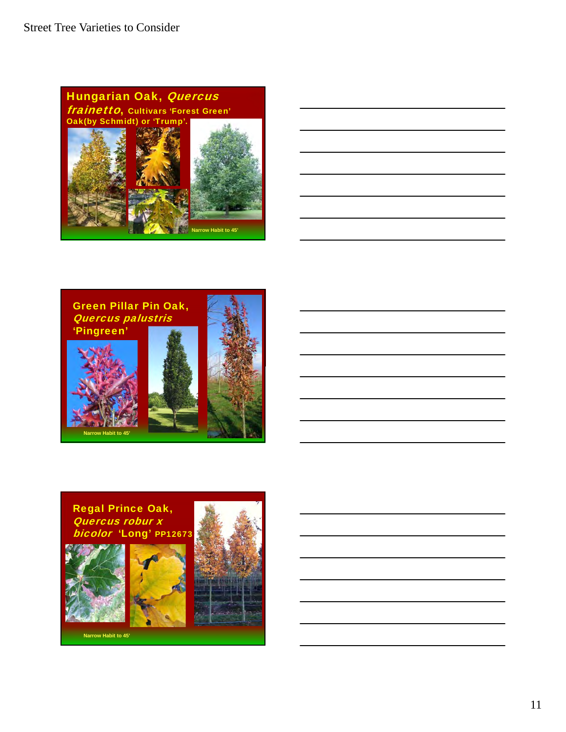Street Tree Varieties to Consider

## Hungarian Oak, *Quercus frainetto*, Cultivars 'Forest Green' Oak(by Schmidt) or 'Trump'.

Narrow Habit to 45'

## Green Pillar Pin Oak, *Quercus palustris* 'Pingreen'

Narrow Habit to 45'

## Regal Prince Oak, *Quercus robur x bicolor* 'Long' PP12673

Narrow Habit to 45'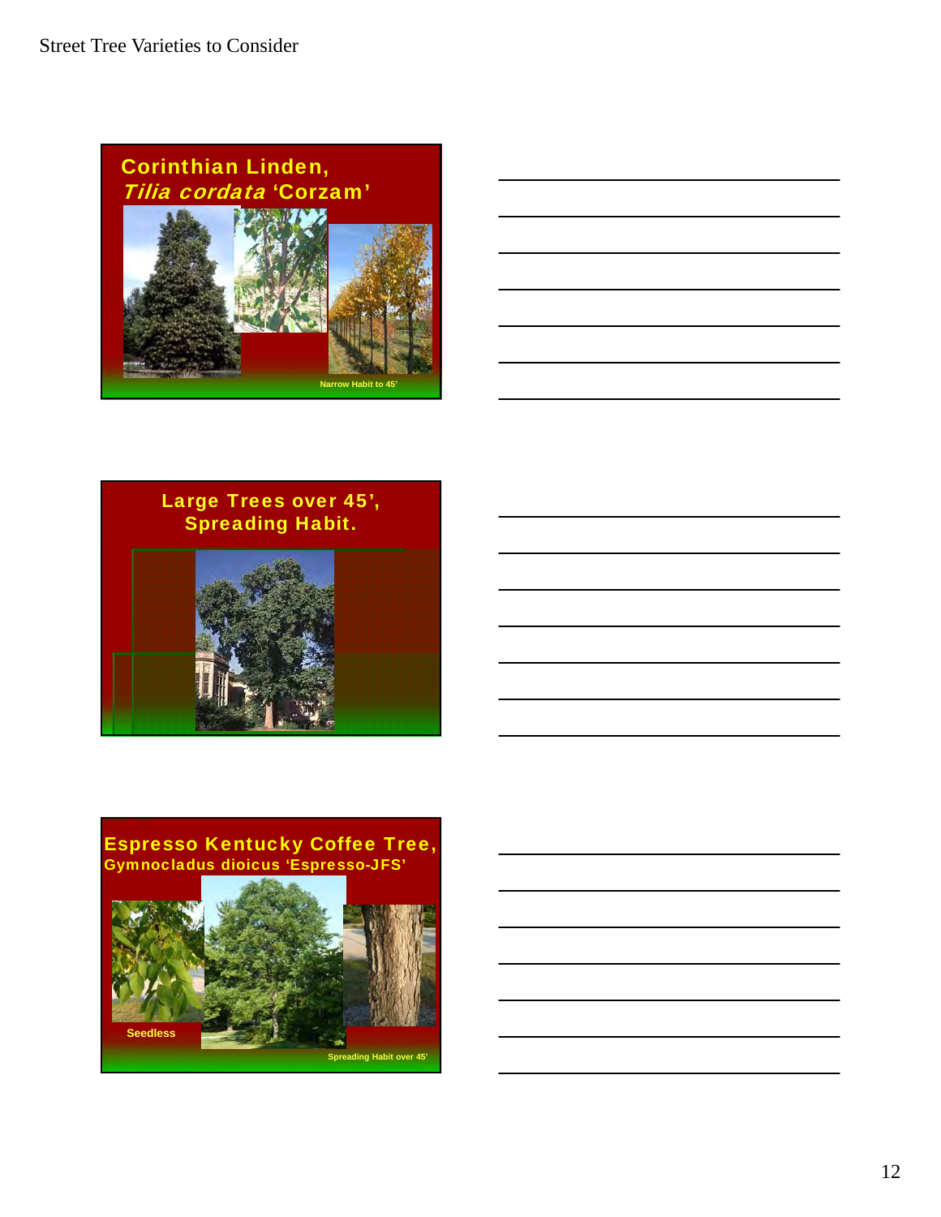Street Tree Varieties to Consider

## Corinthian Linden, *Tilia cordata* 'Corzam'

Narrow Habit to 45'

## Large Trees over 45', Spreading Habit.

## Espresso Kentucky Coffee Tree, Gymnocladus dioicus 'Espresso-JFS'

Seedless

Spreading Habit over 45'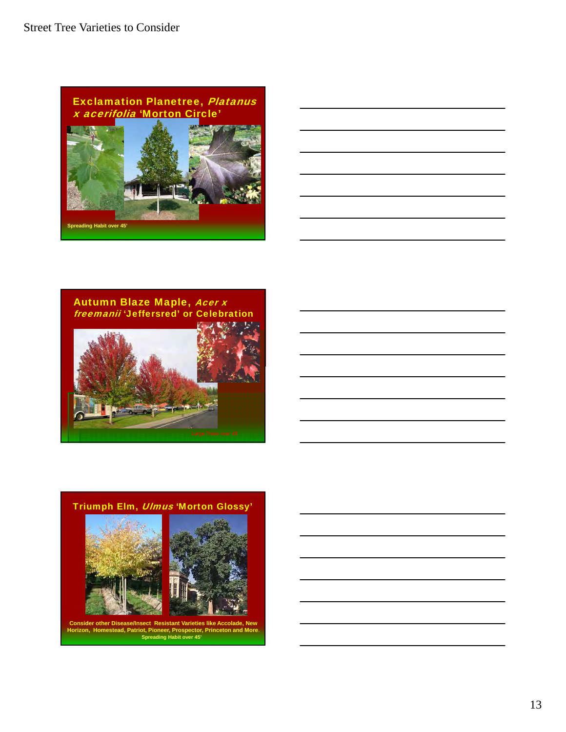Street Tree Varieties to Consider

## Exclamation Planetree, *Platanus x acerifolia* 'Morton Circle'

Spreading Habit over 45'

## Autumn Blaze Maple, *Acer x freemanii* 'Jeffersred' or Celebration

Large Tree over 45'

## Triumph Elm, *Ulmus* 'Morton Glossy'

Consider other Disease/Insect Resistant Varieties like Accolade, New Horizon, Homestead, Patriot, Pioneer, Prospector, Princeton and More.

Spreading Habit over 45'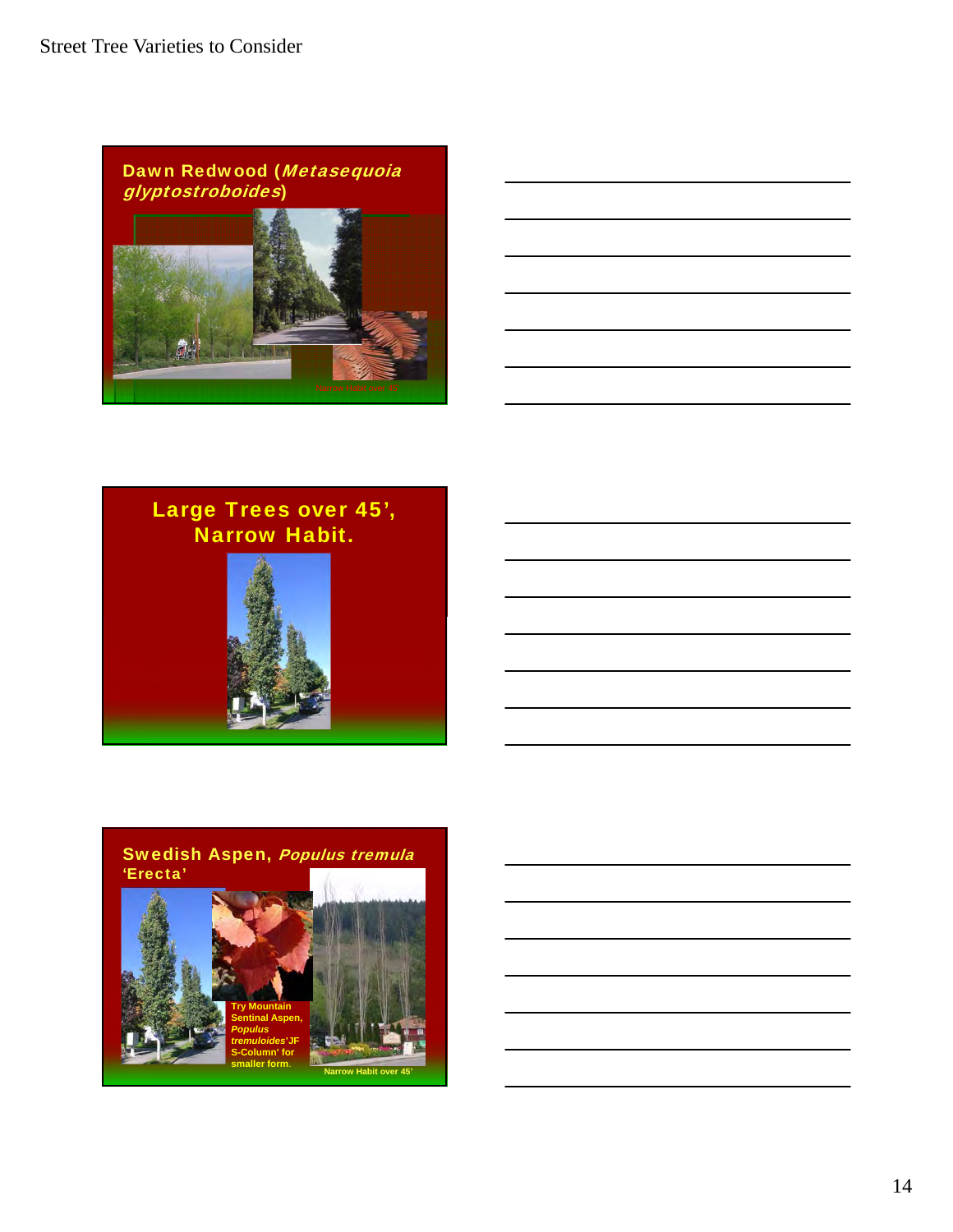## Dawn Redwood (*Metasequoia glyptostroboides*)

## Large Trees over 45', Narrow Habit.

## Swedish Aspen, *Populus tremula* 'Erecta'

Try Mountain Sentinal Aspen, *Populus tremuloides*'JFS-Column' for smaller form.

Narrow Habit over 45'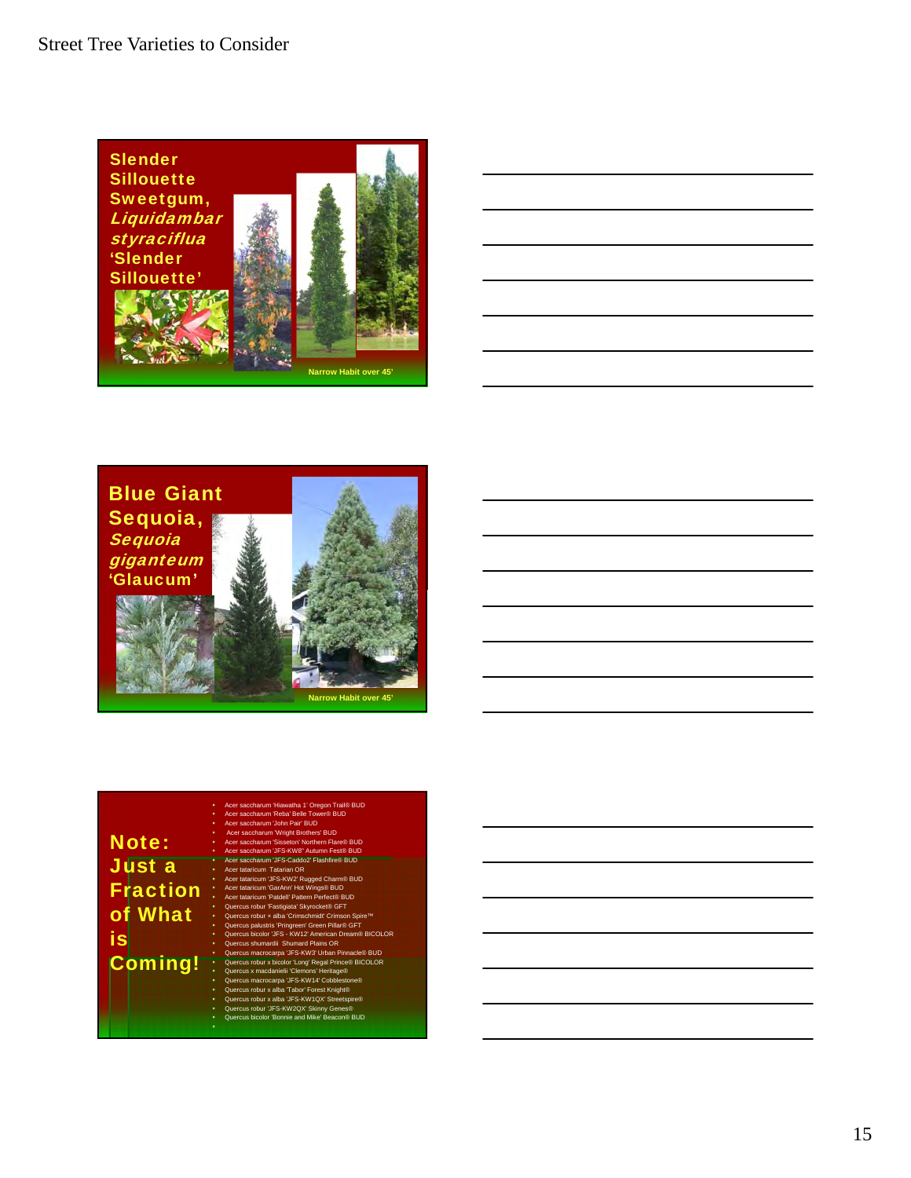# Street Tree Varieties to Consider

## Slender Sillouette Sweetgum, *Liquidambar styraciflua* 'Slender Sillouette'

Narrow Habit over 45'

## Blue Giant Sequoia, *Sequoia giganteum* 'Glaucum'

Narrow Habit over 45'

## Note: Just a Fraction of What is Coming!

- Acer saccharum 'Hiawatha 1' Oregon Trail® BUD
- Acer saccharum 'Reba' Belle Tower® BUD
- Acer saccharum 'John Pair' BUD
- Acer saccharum 'Wright Brothers' BUD
- Acer saccharum 'Sisseton' Northern Flare® BUD
- Acer saccharum 'JFS-KW8' Autumn Fest® BUD
- Acer saccharum 'JFS-Caddo2' Flashfire® BUD
- Acer tataricum Tatarian OR
- Acer tataricum 'JFS-KW2' Rugged Charm® BUD
- Acer tataricum 'GarAnn' Hot Wings® BUD
- Acer tataricum 'Patdell' Pattern Perfect® BUD
- Quercus robur 'Fastigiata' Skyrocket® GFT
- Quercus robur × alba 'Crimschmidt' Crimson Spire™
- Quercus palustris 'Pringreen' Green Pillar® GFT
- Quercus bicolor 'JFS - KW12' American Dream® BICOLOR
- Quercus shumardii Shumard Plains OR
- Quercus macrocarpa 'JFS-KW3' Urban Pinnacle® BUD
- Quercus robur x bicolor 'Long' Regal Prince® BICOLOR
- Quercus x macdanielii 'Clemons' Heritage®
- Quercus macrocarpa 'JFS-KW14' Cobblestone®
- Quercus robur x alba 'Tabor' Forest Knight®
- Quercus robur x alba 'JFS-KW1QX' Streetspire®
- Quercus robur 'JFS-KW2QX' Skinny Genes®
- Quercus bicolor 'Bonnie and Mike' Beacon® BUD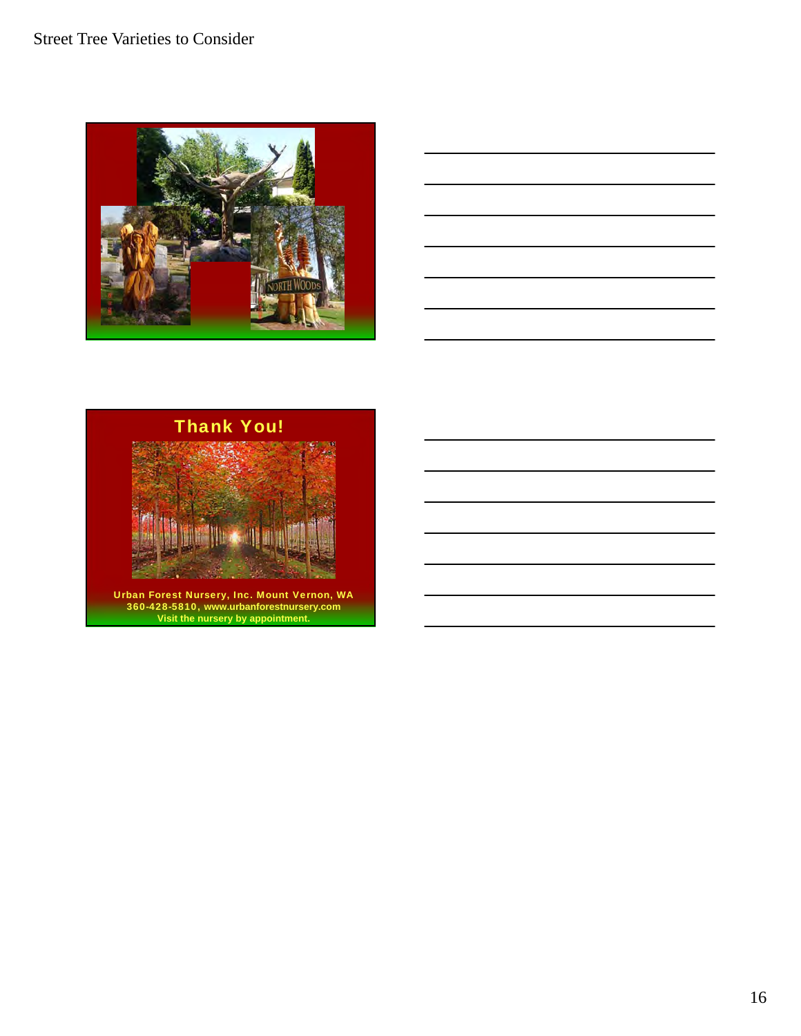Thank You!

Urban Forest Nursery, Inc. Mount Vernon, WA
360-428-5810, www.urbanforestnursery.com
Visit the nursery by appointment.